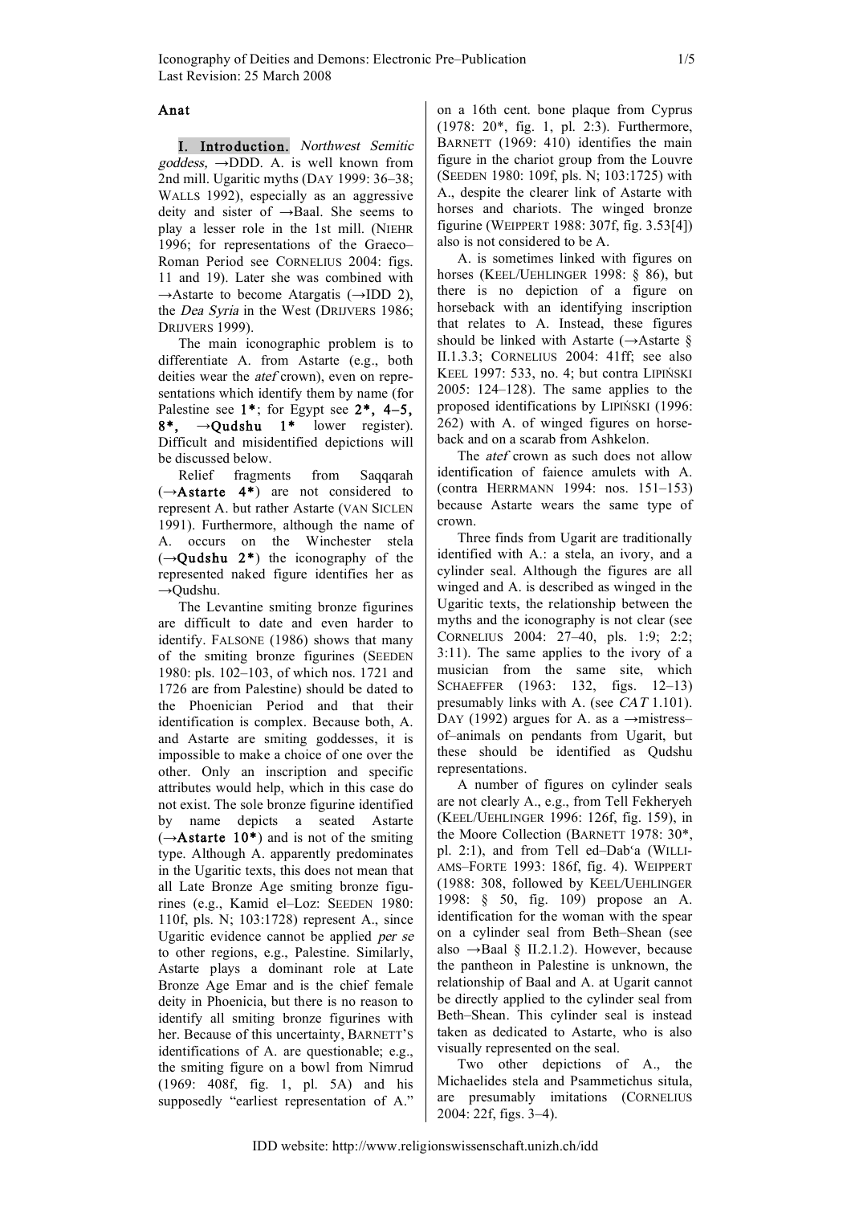# Anat

**I. Introduction.** *Northwest Semitic goddess,* →DDD. A. is well known from 2nd mill. Ugaritic myths (DAY 1999: 36–38; WALLS 1992), especially as an aggressive deity and sister of →Baal. She seems to play a lesser role in the 1st mill. (NIEHR 1996; for representations of the Graeco–Roman Period see CORNELIUS 2004: figs. 11 and 19). Later she was combined with →Astarte to become Atargatis (→IDD 2), the *Dea Syria* in the West (DRIJVERS 1986; DRIJVERS 1999).

The main iconographic problem is to differentiate A. from Astarte (e.g., both deities wear the *atef* crown), even on representations which identify them by name (for Palestine see **1\***; for Egypt see **2\*, 4–5, 8\***, →**Qudshu 1\*** lower register). Difficult and misidentified depictions will be discussed below.

Relief fragments from Saqqarah (→**Astarte 4\***) are not considered to represent A. but rather Astarte (VAN SICLEN 1991). Furthermore, although the name of A. occurs on the Winchester stela (→**Qudshu 2\***) the iconography of the represented naked figure identifies her as →Qudshu.

The Levantine smiting bronze figurines are difficult to date and even harder to identify. FALSONE (1986) shows that many of the smiting bronze figurines (SEEDEN 1980: pls. 102–103, of which nos. 1721 and 1726 are from Palestine) should be dated to the Phoenician Period and that their identification is complex. Because both, A. and Astarte are smiting goddesses, it is impossible to make a choice of one over the other. Only an inscription and specific attributes would help, which in this case do not exist. The sole bronze figurine identified by name depicts a seated Astarte (→**Astarte 10\***) and is not of the smiting type. Although A. apparently predominates in the Ugaritic texts, this does not mean that all Late Bronze Age smiting bronze figurines (e.g., Kamid el–Loz: SEEDEN 1980: 110f, pls. N; 103:1728) represent A., since Ugaritic evidence cannot be applied *per se* to other regions, e.g., Palestine. Similarly, Astarte plays a dominant role at Late Bronze Age Emar and is the chief female deity in Phoenicia, but there is no reason to identify all smiting bronze figurines with her. Because of this uncertainty, BARNETT'S identifications of A. are questionable; e.g., the smiting figure on a bowl from Nimrud (1969: 408f, fig. 1, pl. 5A) and his supposedly "earliest representation of A." on a 16th cent. bone plaque from Cyprus (1978: 20\*, fig. 1, pl. 2:3). Furthermore, BARNETT (1969: 410) identifies the main figure in the chariot group from the Louvre (SEEDEN 1980: 109f, pls. N; 103:1725) with A., despite the clearer link of Astarte with horses and chariots. The winged bronze figurine (WEIPPERT 1988: 307f, fig. 3.53[4]) also is not considered to be A.

A. is sometimes linked with figures on horses (KEEL/UEHLINGER 1998: § 86), but there is no depiction of a figure on horseback with an identifying inscription that relates to A. Instead, these figures should be linked with Astarte (→Astarte § II.1.3.3; CORNELIUS 2004: 41ff; see also KEEL 1997: 533, no. 4; but contra LIPIŃSKI 2005: 124–128). The same applies to the proposed identifications by LIPIŃSKI (1996: 262) with A. of winged figures on horseback and on a scarab from Ashkelon.

The *atef* crown as such does not allow identification of faience amulets with A. (contra HERRMANN 1994: nos. 151–153) because Astarte wears the same type of crown.

Three finds from Ugarit are traditionally identified with A.: a stela, an ivory, and a cylinder seal. Although the figures are all winged and A. is described as winged in the Ugaritic texts, the relationship between the myths and the iconography is not clear (see CORNELIUS 2004: 27–40, pls. 1.9; 2:2; 3:11). The same applies to the ivory of a musician from the same site, which SCHAEFFER (1963: 132, figs. 12–13) presumably links with A. (see *CAT* 1.101). DAY (1992) argues for A. as a →mistress–of–animals on pendants from Ugarit, but these should be identified as Qudshu representations.

A number of figures on cylinder seals are not clearly A., e.g., from Tell Fekheryeh (KEEL/UEHLINGER 1996: 126f, fig. 159), in the Moore Collection (BARNETT 1978: 30\*, pl. 2:1), and from Tell ed–Dab'a (WILLIAMS–FORTE 1993: 186f, fig. 4). WEIPPERT (1988: 308, followed by KEEL/UEHLINGER 1998: § 50, fig. 109) propose an A. identification for the woman with the spear on a cylinder seal from Beth–Shean (see also →Baal § II.2.1.2). However, because the pantheon in Palestine is unknown, the relationship of Baal and A. at Ugarit cannot be directly applied to the cylinder seal from Beth–Shean. This cylinder seal is instead taken as dedicated to Astarte, who is also visually represented on the seal.

Two other depictions of A., the Michaelides stela and Psammetichus situla, are presumably imitations (CORNELIUS 2004: 22f, figs. 3–4).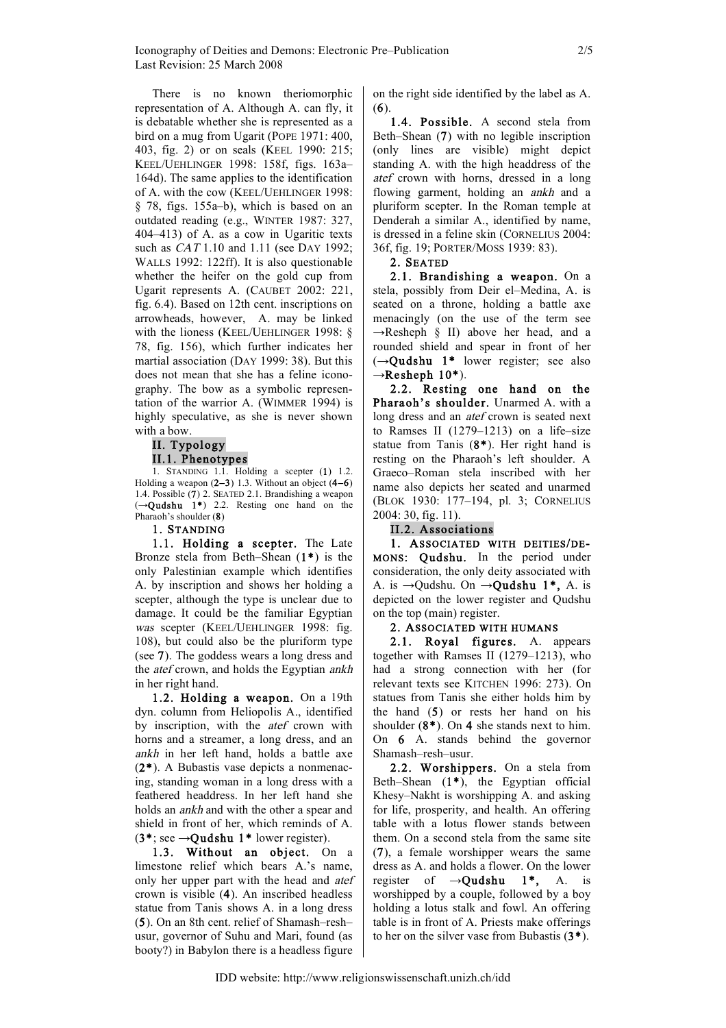There is no known theriomorphic representation of A. Although A. can fly, it is debatable whether she is represented as a bird on a mug from Ugarit (POPE 1971: 400, 403, fig. 2) or on seals (KEEL 1990: 215; KEEL/UEHLINGER 1998: 158f, figs. 163a–164d). The same applies to the identification of A. with the cow (KEEL/UEHLINGER 1998: § 78, figs. 155a–b), which is based on an outdated reading (e.g., WINTER 1987: 327, 404–413) of A. as a cow in Ugaritic texts such as *CAT* 1.10 and 1.11 (see DAY 1992; WALLS 1992: 122ff). It is also questionable whether the heifer on the gold cup from Ugarit represents A. (CAUBET 2002: 221, fig. 6.4). Based on 12th cent. inscriptions on arrowheads, however, A. may be linked with the lioness (KEEL/UEHLINGER 1998: § 78, fig. 156), which further indicates her martial association (DAY 1999: 38). But this does not mean that she has a feline iconography. The bow as a symbolic representation of the warrior A. (WIMMER 1994) is highly speculative, as she is never shown with a bow.

## II. Typology

### II.1. Phenotypes

1. STANDING 1.1. Holding a scepter (1) 1.2. Holding a weapon (2–3) 1.3. Without an object (4–6) 1.4. Possible (7) 2. SEATED 2.1. Brandishing a weapon (→**Qudshu 1\***) 2.2. Resting one hand on the Pharaoh's shoulder (8)

**1. STANDING**

**1.1. Holding a scepter.** The Late Bronze stela from Beth–Shean (**1\***) is the only Palestinian example which identifies A. by inscription and shows her holding a scepter, although the type is unclear due to damage. It could be the familiar Egyptian *was* scepter (KEEL/UEHLINGER 1998: fig. 108), but could also be the pluriform type (see **7**). The goddess wears a long dress and the *atef* crown, and holds the Egyptian *ankh* in her right hand.

**1.2. Holding a weapon.** On a 19th dyn. column from Heliopolis A., identified by inscription, with the *atef* crown with horns and a streamer, a long dress, and an *ankh* in her left hand, holds a battle axe (**2\***). A Bubastis vase depicts a nonmenacing, standing woman in a long dress with a feathered headdress. In her left hand she holds an *ankh* and with the other a spear and shield in front of her, which reminds of A. (**3\***; see →**Qudshu 1\*** lower register).

**1.3. Without an object.** On a limestone relief which bears A.'s name, only her upper part with the head and *atef* crown is visible (**4**). An inscribed headless statue from Tanis shows A. in a long dress (**5**). On an 8th cent. relief of Shamash–resh–usur, governor of Suhu and Mari, found (as booty?) in Babylon there is a headless figure on the right side identified by the label as A. (**6**).

**1.4. Possible.** A second stela from Beth–Shean (**7**) with no legible inscription (only lines are visible) might depict standing A. with the high headdress of the *atef* crown with horns, dressed in a long flowing garment, holding an *ankh* and a pluriform scepter. In the Roman temple at Denderah a similar A., identified by name, is dressed in a feline skin (CORNELIUS 2004: 36f, fig. 19; PORTER/MOSS 1939: 83).

**2. SEATED**

**2.1. Brandishing a weapon.** On a stela, possibly from Deir el–Medina, A. is seated on a throne, holding a battle axe menacingly (on the use of the term see →Resheph § II) above her head, and a rounded shield and spear in front of her (→**Qudshu 1\*** lower register; see also →**Resheph 10\***).

**2.2. Resting one hand on the Pharaoh's shoulder.** Unarmed A. with a long dress and an *atef* crown is seated next to Ramses II (1279–1213) on a life–size statue from Tanis (**8\***). Her right hand is resting on the Pharaoh's left shoulder. A Graeco–Roman stela inscribed with her name also depicts her seated and unarmed (BLOK 1930: 177–194, pl. 3; CORNELIUS 2004: 30, fig. 11).

### II.2. Associations

**1. ASSOCIATED WITH DEITIES/DEMONS: Qudshu.** In the period under consideration, the only deity associated with A. is →Qudshu. On →**Qudshu 1\***, A. is depicted on the lower register and Qudshu on the top (main) register.

**2. ASSOCIATED WITH HUMANS**

**2.1. Royal figures.** A. appears together with Ramses II (1279–1213), who had a strong connection with her (for relevant texts see KITCHEN 1996: 273). On statues from Tanis she either holds him by the hand (**5**) or rests her hand on his shoulder (**8\***). On **4** she stands next to him. On **6** A. stands behind the governor Shamash–resh–usur.

**2.2. Worshippers.** On a stela from Beth–Shean (**1\***), the Egyptian official Khesy–Nakht is worshipping A. and asking for life, prosperity, and health. An offering table with a lotus flower stands between them. On a second stela from the same site (**7**), a female worshipper wears the same dress as A. and holds a flower. On the lower register of →**Qudshu 1\***, A. is worshipped by a couple, followed by a boy holding a lotus stalk and fowl. An offering table is in front of A. Priests make offerings to her on the silver vase from Bubastis (**3\***).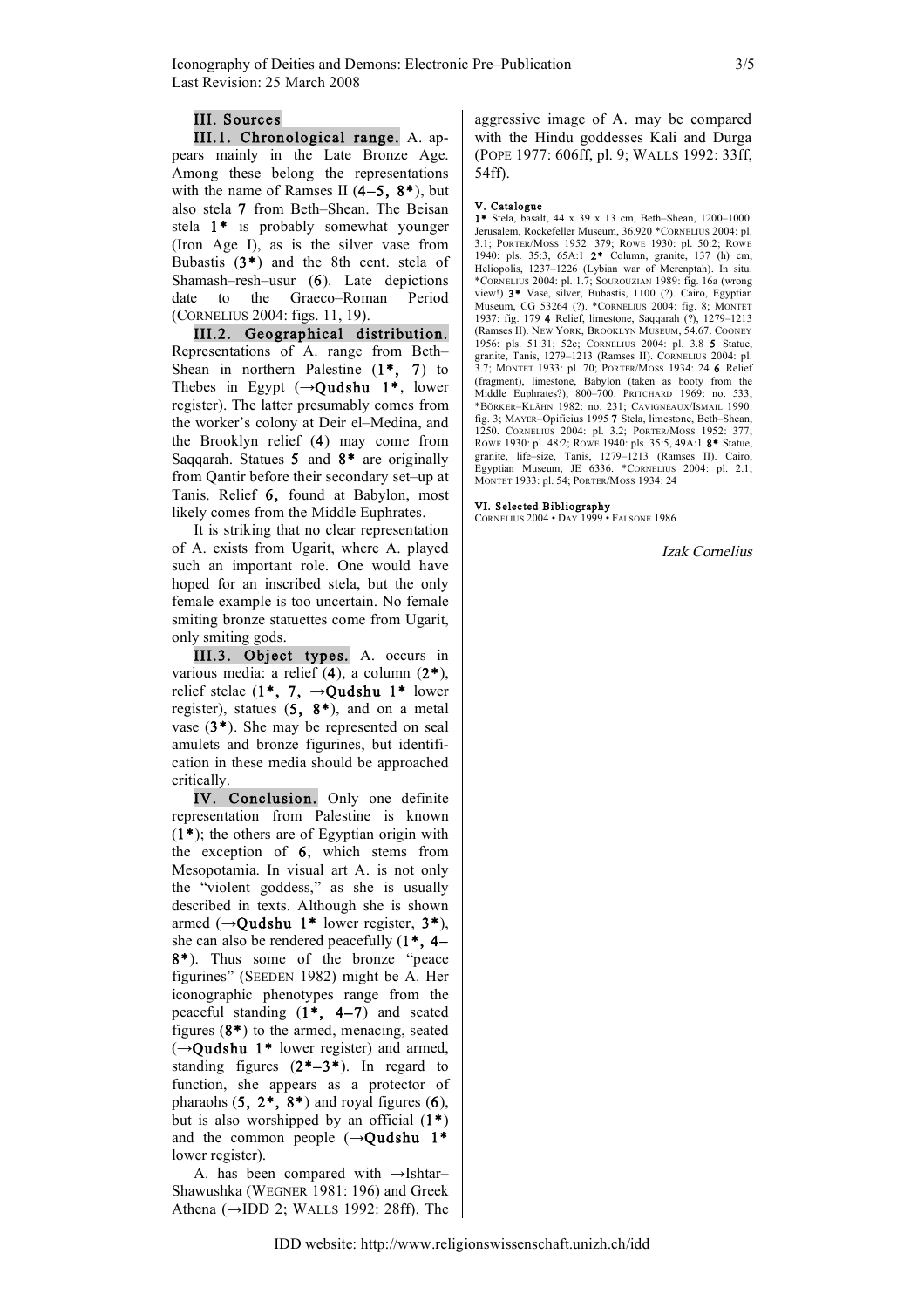## III. Sources

**III.1. Chronological range.** A. appears mainly in the Late Bronze Age. Among these belong the representations with the name of Ramses II (**4–5, 8***), but also stela **7** from Beth–Shean. The Beisan stela **1*** is probably somewhat younger (Iron Age I), as is the silver vase from Bubastis (**3***) and the 8th cent. stela of Shamash–resh–usur (**6**). Late depictions date to the Graeco–Roman Period (CORNELIUS 2004: figs. 11, 19).

**III.2. Geographical distribution.** Representations of A. range from Beth–Shean in northern Palestine (**1*, 7**) to Thebes in Egypt (→**Qudshu 1***, lower register). The latter presumably comes from the worker's colony at Deir el–Medina, and the Brooklyn relief (**4**) may come from Saqqarah. Statues **5** and **8*** are originally from Qantir before their secondary set–up at Tanis. Relief **6**, found at Babylon, most likely comes from the Middle Euphrates.

It is striking that no clear representation of A. exists from Ugarit, where A. played such an important role. One would have hoped for an inscribed stela, but the only female example is too uncertain. No female smiting bronze statuettes come from Ugarit, only smiting gods.

**III.3. Object types.** A. occurs in various media: a relief (**4**), a column (**2***), relief stelae (**1*, 7**, →**Qudshu 1*** lower register), statues (**5, 8***), and on a metal vase (**3***). She may be represented on seal amulets and bronze figurines, but identification in these media should be approached critically.

**IV. Conclusion.** Only one definite representation from Palestine is known (**1***); the others are of Egyptian origin with the exception of **6**, which stems from Mesopotamia. In visual art A. is not only the "violent goddess," as she is usually described in texts. Although she is shown armed (→**Qudshu 1*** lower register, **3***), she can also be rendered peacefully (**1*, 4–8***). Thus some of the bronze "peace figurines" (SEEDEN 1982) might be A. Her iconographic phenotypes range from the peaceful standing (**1*, 4–7**) and seated figures (**8***) to the armed, menacing, seated (→**Qudshu 1*** lower register) and armed, standing figures (**2*–3***). In regard to function, she appears as a protector of pharaohs (**5, 2*, 8***) and royal figures (**6**), but is also worshipped by an official (**1***) and the common people (→**Qudshu 1*** lower register).

A. has been compared with →Ishtar–Shawushka (WEGNER 1981: 196) and Greek Athena (→IDD 2; WALLS 1992: 28ff). The aggressive image of A. may be compared with the Hindu goddesses Kali and Durga (POPE 1977: 606ff, pl. 9; WALLS 1992: 33ff, 54ff).

## V. Catalogue

**1*** Stela, basalt, 44 x 39 x 13 cm, Beth–Shean, 1200–1000. Jerusalem, Rockefeller Museum, 36.920 *CORNELIUS 2004: pl. 3.1; PORTER/MOSS 1952: 379; ROWE 1930: pl. 50:2; ROWE 1940: pls. 35:3, 65A:1 **2*** Column, granite, 137 (h) cm, Heliopolis, 1237–1226 (Lybian war of Merenptah). In situ. *CORNELIUS 2004: pl. 1.7; SOUROUZIAN 1989: fig. 16a (wrong view!) **3*** Vase, silver, Bubastis, 1100 (?). Cairo, Egyptian Museum, CG 53264 (?). *CORNELIUS 2004: fig. 8; MONTET 1937: fig. 179 **4** Relief, limestone, Saqqarah (?), 1279–1213 (Ramses II). NEW YORK, BROOKLYN MUSEUM, 54.67. COONEY 1956: pls. 51:31; 52c; CORNELIUS 2004: pl. 3.8 **5** Statue, granite, Tanis, 1279–1213 (Ramses II). CORNELIUS 2004: pl. 3.7; MONTET 1933: pl. 70; PORTER/MOSS 1934: 24 **6** Relief (fragment), limestone, Babylon (taken as booty from the Middle Euphrates?), 800–700. PRITCHARD 1969: no. 533; *BÖRKER–KLÄHN 1982: no. 231; CAVIGNEAUX/ISMAIL 1990: fig. 3; MAYER–Opificius 1995 **7** Stela, limestone, Beth–Shean, 1250. CORNELIUS 2004: pl. 3.2; PORTER/MOSS 1952: 377; ROWE 1930: pl. 48:2; ROWE 1940: pls. 35:5, 49A:1 **8*** Statue, granite, life–size, Tanis, 1279–1213 (Ramses II). Cairo, Egyptian Museum, JE 6336. *CORNELIUS 2004: pl. 2.1; MONTET 1933: pl. 54; PORTER/MOSS 1934: 24

## VI. Selected Bibliography

CORNELIUS 2004 • DAY 1999 • FALSONE 1986

*Izak Cornelius*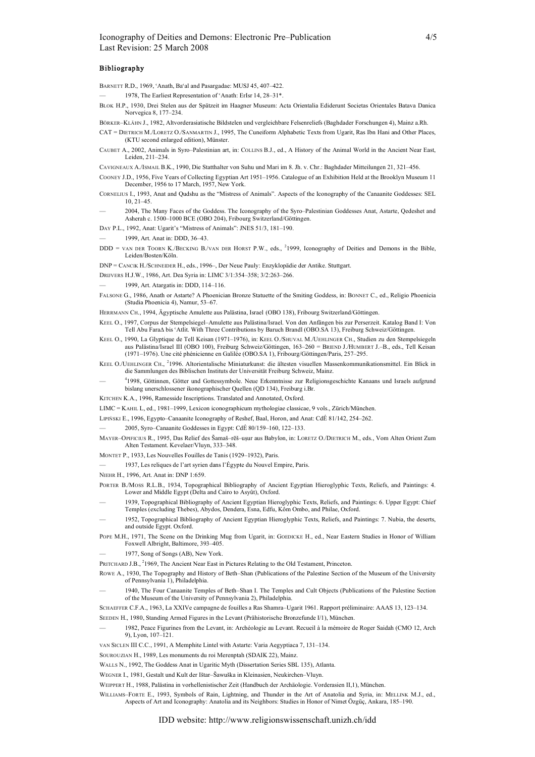### Bibliography

BARNETT R.D., 1969, 'Anath, Ba'al and Pasargadae: MUSJ 45, 407–422.

— 1978, The Earliest Representation of 'Anath: ErIsr 14, 28–31*.

BLOK H.P., 1930, Drei Stelen aus der Spätzeit im Haagner Museum: Acta Orientalia Ediderunt Societas Orientales Batava Danica Norvegica 8, 177–234.

BÖRKER–KLÄHN J., 1982, Altvorderasiatische Bildstelen und vergleichbare Felsenreliefs (Baghdader Forschungen 4), Mainz a.Rh.

CAT = DIETRICH M./LORETZ O./SANMARTIN J., 1995, The Cuneiform Alphabetic Texts from Ugarit, Ras Ibn Hani and Other Places, (KTU second enlarged edition), Münster.

CAUBET A., 2002, Animals in Syro–Palestinian art, in: COLLINS B.J., ed., A History of the Animal World in the Ancient Near East, Leiden, 211–234.

CAVIGNEAUX A./ISMAIL B.K., 1990, Die Statthalter von Suhu und Mari im 8. Jh. v. Chr.: Baghdader Mitteilungen 21, 321–456.

COONEY J.D., 1956, Five Years of Collecting Egyptian Art 1951–1956. Catalogue of an Exhibition Held at the Brooklyn Museum 11 December, 1956 to 17 March, 1957, New York.

CORNELIUS I., 1993, Anat and Qudshu as the "Mistress of Animals". Aspects of the Iconography of the Canaanite Goddesses: SEL 10, 21–45.

— 2004, The Many Faces of the Goddess. The Iconography of the Syro–Palestinian Goddesses Anat, Astarte, Qedeshet and Asherah c. 1500–1000 BCE (OBO 204), Fribourg Switzerland/Göttingen.

DAY P.L., 1992, Anat: Ugarit's "Mistress of Animals": JNES 51/3, 181–190.

— 1999, Art. Anat in: DDD, 36–43.

DDD = VAN DER TOORN K./BECKING B./VAN DER HORST P.W., eds., [2]1999, Iconography of Deities and Demons in the Bible, Leiden/Bosten/Köln.

DNP = CANCIK H./SCHNEIDER H., eds., 1996–, Der Neue Pauly: Enzyklopädie der Antike. Stuttgart.

DRIJVERS H.J.W., 1986, Art. Dea Syria in: LIMC 3/1:354–358; 3/2:263–266.

— 1999, Art. Atargatis in: DDD, 114–116.

FALSONE G., 1986, Anath or Astarte? A Phoenician Bronze Statuette of the Smiting Goddess, in: BONNET C., ed., Religio Phoenicia (Studia Phoenicia 4), Namur, 53–67.

HERRMANN CH., 1994, Ägyptische Amulette aus Palästina, Israel (OBO 138), Fribourg Switzerland/Göttingen.

KEEL O., 1997, Corpus der Stempelsiegel–Amulette aus Palästina/Israel. Von den Anfängen bis zur Perserzeit. Katalog Band I: Von Tell Abu FaraΔ bis 'Atlit. With Three Contributions by Baruch Brandl (OBO.SA 13), Freiburg Schweiz/Göttingen.

KEEL O., 1990, La Glyptique de Tell Keisan (1971–1976), in: KEEL O./SHUVAL M./UEHLINGER CH., Studien zu den Stempelsiegeln aus Palästina/Israel III (OBO 100), Freiburg Schweiz/Göttingen, 163–260 = BRIEND J./HUMBERT J.–B., eds., Tell Keisan (1971–1976). Une cité phénicienne en Galilée (OBO.SA 1), Fribourg/Göttingen/Paris, 257–295.

KEEL O./UEHLINGER CH., [2]1996. Altorientalische Miniaturkunst: die ältesten visuellen Massenkommunikationsmittel. Ein Blick in die Sammlungen des Biblischen Instituts der Universität Freiburg Schweiz, Mainz.

— [4]1998, Göttinnen, Götter und Gottessymbole. Neue Erkenntnisse zur Religionsgeschichte Kanaans und Israels aufgrund bislang unerschlossener ikonographischer Quellen (QD 134), Freiburg i.Br.

KITCHEN K.A., 1996, Ramesside Inscriptions. Translated and Annotated, Oxford.

LIMC = KAHIL L, ed., 1981–1999, Lexicon iconographicum mythologiae classicae, 9 vols., Zürich/München.

LIPIŃSKI E., 1996, Egypto–Canaanite Iconography of Reshef, Baal, Horon, and Anat: CdÉ 81/142, 254–262.

— 2005, Syro–Canaanite Goddesses in Egypt: CdÉ 80/159–160, 122–133.

MAYER–OPIFICIUS R., 1995, Das Relief des Šamaš–rēš–uṣur aus Babylon, in: LORETZ O./DIETRICH M., eds., Vom Alten Orient Zum Alten Testament. Kevelaer/Vluyn, 333–348.

MONTET P., 1933, Les Nouvelles Fouilles de Tanis (1929–1932), Paris.

— 1937, Les reliques de l'art syrien dans l'Égypte du Nouvel Empire, Paris.

NIEHR H., 1996, Art. Anat in: DNP 1:659.

PORTER B./MOSS R.L.B., 1934, Topographical Bibliography of Ancient Egyptian Hieroglyphic Texts, Reliefs, and Paintings: 4. Lower and Middle Egypt (Delta and Cairo to Asyût), Oxford.

— 1939, Topographical Bibliography of Ancient Egyptian Hieroglyphic Texts, Reliefs, and Paintings: 6. Upper Egypt: Chief Temples (excluding Thebes), Abydos, Dendera, Esna, Edfu, Kôm Ombo, and Philae, Oxford.

— 1952, Topographical Bibliography of Ancient Egyptian Hieroglyphic Texts, Reliefs, and Paintings: 7. Nubia, the deserts, and outside Egypt. Oxford.

POPE M.H., 1971, The Scene on the Drinking Mug from Ugarit, in: GOEDICKE H., ed., Near Eastern Studies in Honor of William Foxwell Albright, Baltimore, 393–405.

— 1977, Song of Songs (AB), New York.

PRITCHARD J.B., [2]1969, The Ancient Near East in Pictures Relating to the Old Testament, Princeton.

ROWE A., 1930, The Topography and History of Beth–Shan (Publications of the Palestine Section of the Museum of the University of Pennsylvania 1), Philadelphia.

— 1940, The Four Canaanite Temples of Beth–Shan I. The Temples and Cult Objects (Publications of the Palestine Section of the Museum of the University of Pennsylvania 2), Philadelphia.

SCHAEFFER C.F.A., 1963, La XXIVe campagne de fouilles a Ras Shamra–Ugarit 1961. Rapport préliminaire: AAAS 13, 123–134.

SEEDEN H., 1980, Standing Armed Figures in the Levant (Prähistorische Bronzefunde I/1), München.

— 1982, Peace Figurines from the Levant, in: Archéologie au Levant. Recueil à la mémoire de Roger Saidah (CMO 12, Arch 9), Lyon, 107–121.

VAN SICLEN III C.C., 1991, A Memphite Lintel with Astarte: Varia Aegyptiaca 7, 131–134.

SOUROUZIAN H., 1989, Les monuments du roi Merenptah (SDAIK 22), Mainz.

WALLS N., 1992, The Goddess Anat in Ugaritic Myth (Dissertation Series SBL 135), Atlanta.

WEGNER I., 1981, Gestalt und Kult der Ištar–Šawuška in Kleinasien, Neukirchen–Vluyn.

WEIPPERT H., 1988, Palästina in vorhellenistischer Zeit (Handbuch der Archäologie. Vorderasien II,1), München.

WILLIAMS–FORTE E., 1993, Symbols of Rain, Lightning, and Thunder in the Art of Anatolia and Syria, in: MELLINK M.J., ed., Aspects of Art and Iconography: Anatolia and its Neighbors: Studies in Honor of Nimet Özgüç, Ankara, 185–190.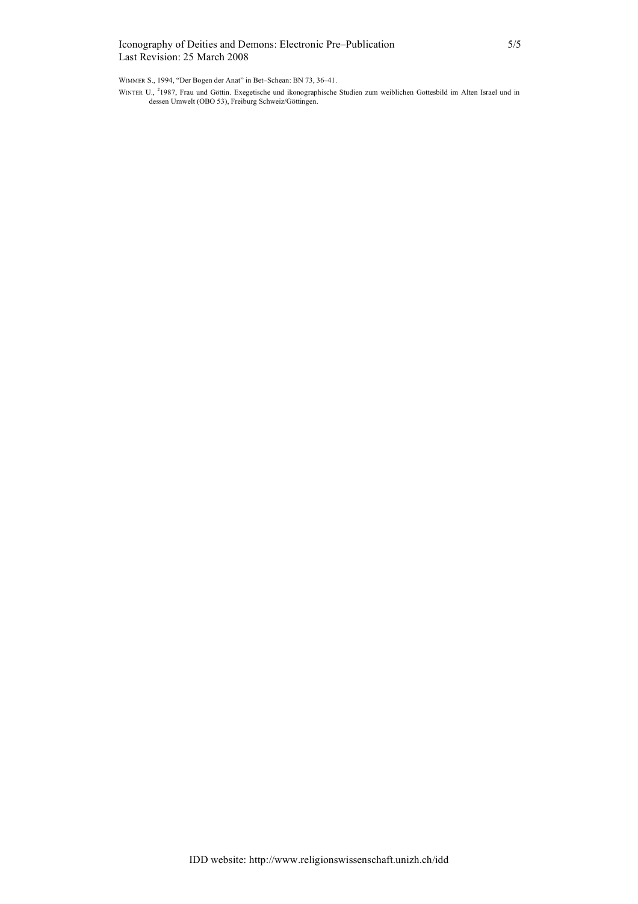WIMMER S., 1994, "Der Bogen der Anat" in Bet–Schean: BN 73, 36–41.

WINTER U., [2]1987, Frau und Göttin. Exegetische und ikonographische Studien zum weiblichen Gottesbild im Alten Israel und in dessen Umwelt (OBO 53), Freiburg Schweiz/Göttingen.